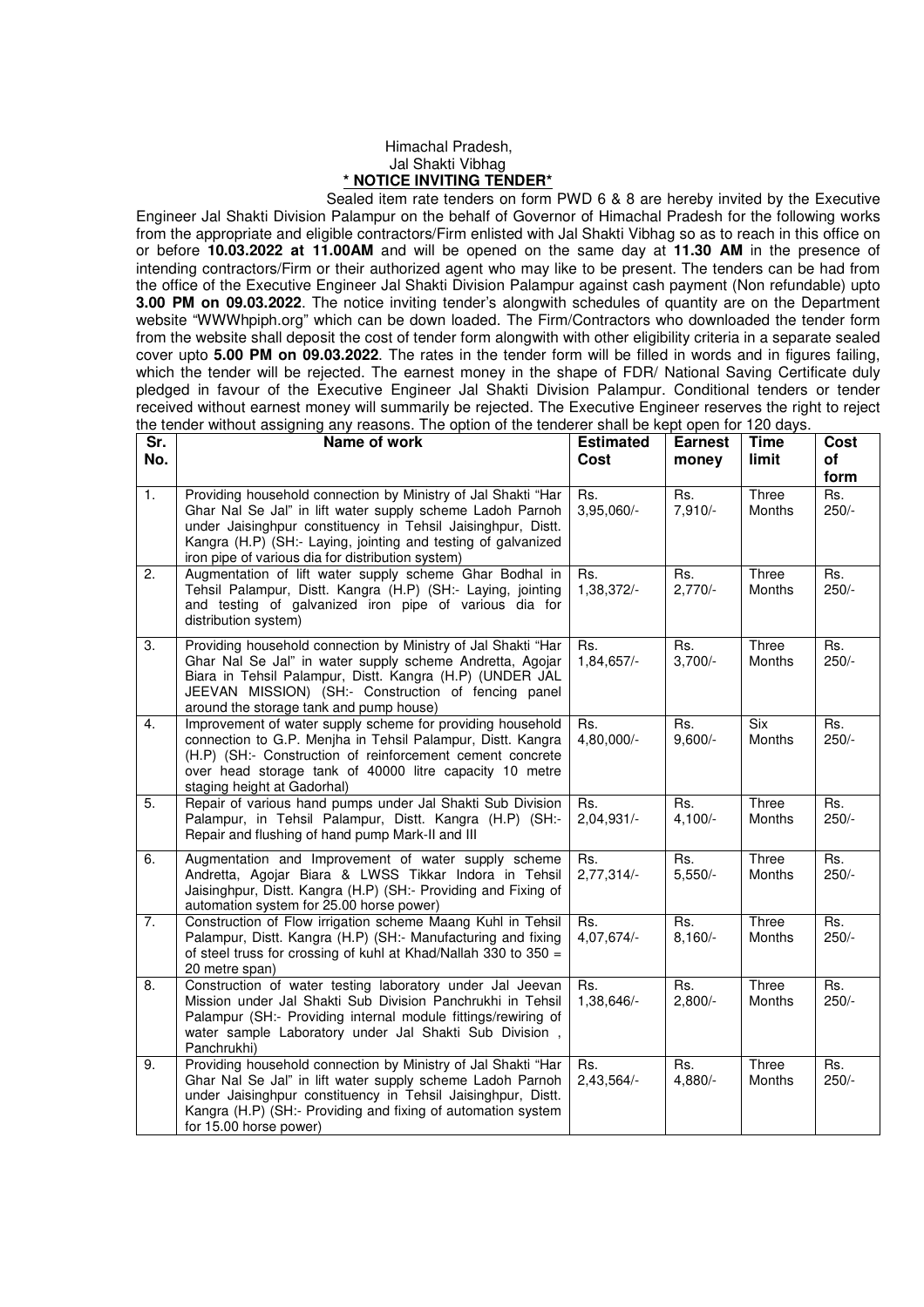Himachal Pradesh,
Jal Shakti Vibhag

**\* NOTICE INVITING TENDER\***

Sealed item rate tenders on form PWD 6 & 8 are hereby invited by the Executive Engineer Jal Shakti Division Palampur on the behalf of Governor of Himachal Pradesh for the following works from the appropriate and eligible contractors/Firm enlisted with Jal Shakti Vibhag so as to reach in this office on or before **10.03.2022 at 11.00AM** and will be opened on the same day at **11.30 AM** in the presence of intending contractors/Firm or their authorized agent who may like to be present. The tenders can be had from the office of the Executive Engineer Jal Shakti Division Palampur against cash payment (Non refundable) upto **3.00 PM on 09.03.2022**. The notice inviting tender's alongwith schedules of quantity are on the Department website "WWWhpiph.org" which can be down loaded. The Firm/Contractors who downloaded the tender form from the website shall deposit the cost of tender form alongwith with other eligibility criteria in a separate sealed cover upto **5.00 PM on 09.03.2022**. The rates in the tender form will be filled in words and in figures failing, which the tender will be rejected. The earnest money in the shape of FDR/ National Saving Certificate duly pledged in favour of the Executive Engineer Jal Shakti Division Palampur. Conditional tenders or tender received without earnest money will summarily be rejected. The Executive Engineer reserves the right to reject the tender without assigning any reasons. The option of the tenderer shall be kept open for 120 days.

| Sr. No. | Name of work | Estimated Cost | Earnest money | Time limit | Cost of form |
|---|---|---|---|---|---|
| 1. | Providing household connection by Ministry of Jal Shakti "Har Ghar Nal Se Jal" in lift water supply scheme Ladoh Parnoh under Jaisinghpur constituency in Tehsil Jaisinghpur, Distt. Kangra (H.P) (SH:- Laying, jointing and testing of galvanized iron pipe of various dia for distribution system) | Rs. 3,95,060/- | Rs. 7,910/- | Three Months | Rs. 250/- |
| 2. | Augmentation of lift water supply scheme Ghar Bodhal in Tehsil Palampur, Distt. Kangra (H.P) (SH:- Laying, jointing and testing of galvanized iron pipe of various dia for distribution system) | Rs. 1,38,372/- | Rs. 2,770/- | Three Months | Rs. 250/- |
| 3. | Providing household connection by Ministry of Jal Shakti "Har Ghar Nal Se Jal" in water supply scheme Andretta, Agojar Biara in Tehsil Palampur, Distt. Kangra (H.P) (UNDER JAL JEEVAN MISSION) (SH:- Construction of fencing panel around the storage tank and pump house) | Rs. 1,84,657/- | Rs. 3,700/- | Three Months | Rs. 250/- |
| 4. | Improvement of water supply scheme for providing household connection to G.P. Menjha in Tehsil Palampur, Distt. Kangra (H.P) (SH:- Construction of reinforcement cement concrete over head storage tank of 40000 litre capacity 10 metre staging height at Gadorhal) | Rs. 4,80,000/- | Rs. 9,600/- | Six Months | Rs. 250/- |
| 5. | Repair of various hand pumps under Jal Shakti Sub Division Palampur, in Tehsil Palampur, Distt. Kangra (H.P) (SH:- Repair and flushing of hand pump Mark-II and III | Rs. 2,04,931/- | Rs. 4,100/- | Three Months | Rs. 250/- |
| 6. | Augmentation and Improvement of water supply scheme Andretta, Agojar Biara & LWSS Tikkar Indora in Tehsil Jaisinghpur, Distt. Kangra (H.P) (SH:- Providing and Fixing of automation system for 25.00 horse power) | Rs. 2,77,314/- | Rs. 5,550/- | Three Months | Rs. 250/- |
| 7. | Construction of Flow irrigation scheme Maang Kuhl in Tehsil Palampur, Distt. Kangra (H.P) (SH:- Manufacturing and fixing of steel truss for crossing of kuhl at Khad/Nallah 330 to 350 = 20 metre span) | Rs. 4,07,674/- | Rs. 8,160/- | Three Months | Rs. 250/- |
| 8. | Construction of water testing laboratory under Jal Jeevan Mission under Jal Shakti Sub Division Panchrukhi in Tehsil Palampur (SH:- Providing internal module fittings/rewiring of water sample Laboratory under Jal Shakti Sub Division , Panchrukhi) | Rs. 1,38,646/- | Rs. 2,800/- | Three Months | Rs. 250/- |
| 9. | Providing household connection by Ministry of Jal Shakti "Har Ghar Nal Se Jal" in lift water supply scheme Ladoh Parnoh under Jaisinghpur constituency in Tehsil Jaisinghpur, Distt. Kangra (H.P) (SH:- Providing and fixing of automation system for 15.00 horse power) | Rs. 2,43,564/- | Rs. 4,880/- | Three Months | Rs. 250/- |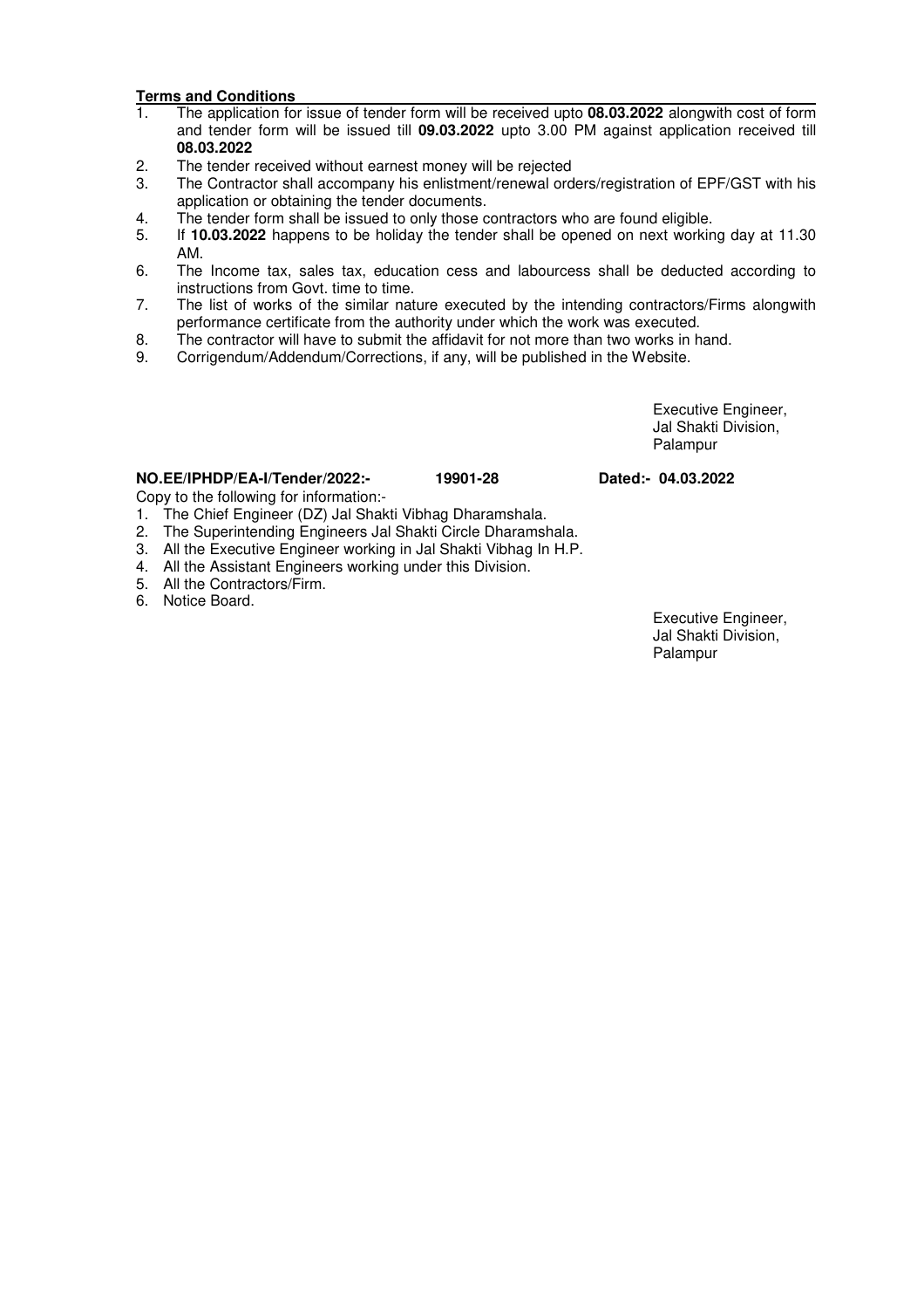**Terms and Conditions**

1. The application for issue of tender form will be received upto **08.03.2022** alongwith cost of form and tender form will be issued till **09.03.2022** upto 3.00 PM against application received till **08.03.2022**
2. The tender received without earnest money will be rejected
3. The Contractor shall accompany his enlistment/renewal orders/registration of EPF/GST with his application or obtaining the tender documents.
4. The tender form shall be issued to only those contractors who are found eligible.
5. If **10.03.2022** happens to be holiday the tender shall be opened on next working day at 11.30 AM.
6. The Income tax, sales tax, education cess and labourcess shall be deducted according to instructions from Govt. time to time.
7. The list of works of the similar nature executed by the intending contractors/Firms alongwith performance certificate from the authority under which the work was executed.
8. The contractor will have to submit the affidavit for not more than two works in hand.
9. Corrigendum/Addendum/Corrections, if any, will be published in the Website.

Executive Engineer,
Jal Shakti Division,
Palampur

**NO.EE/IPHDP/EA-I/Tender/2022:- 19901-28 Dated:- 04.03.2022**

Copy to the following for information:-

1. The Chief Engineer (DZ) Jal Shakti Vibhag Dharamshala.
2. The Superintending Engineers Jal Shakti Circle Dharamshala.
3. All the Executive Engineer working in Jal Shakti Vibhag In H.P.
4. All the Assistant Engineers working under this Division.
5. All the Contractors/Firm.
6. Notice Board.

Executive Engineer,
Jal Shakti Division,
Palampur